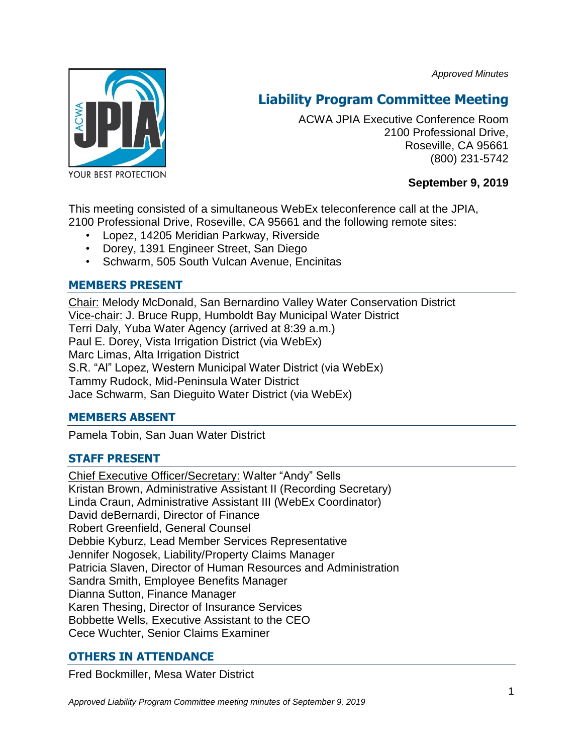*Approved Minutes*

# Liability Program Committee Meeting

ACWA JPIA Executive Conference Room
2100 Professional Drive,
Roseville, CA 95661
(800) 231-5742

**September 9, 2019**

This meeting consisted of a simultaneous WebEx teleconference call at the JPIA, 2100 Professional Drive, Roseville, CA 95661 and the following remote sites:

- Lopez, 14205 Meridian Parkway, Riverside
- Dorey, 1391 Engineer Street, San Diego
- Schwarm, 505 South Vulcan Avenue, Encinitas

## MEMBERS PRESENT

Chair: Melody McDonald, San Bernardino Valley Water Conservation District
Vice-chair: J. Bruce Rupp, Humboldt Bay Municipal Water District
Terri Daly, Yuba Water Agency (arrived at 8:39 a.m.)
Paul E. Dorey, Vista Irrigation District (via WebEx)
Marc Limas, Alta Irrigation District
S.R. "Al" Lopez, Western Municipal Water District (via WebEx)
Tammy Rudock, Mid-Peninsula Water District
Jace Schwarm, San Dieguito Water District (via WebEx)

## MEMBERS ABSENT

Pamela Tobin, San Juan Water District

## STAFF PRESENT

Chief Executive Officer/Secretary: Walter "Andy" Sells
Kristan Brown, Administrative Assistant II (Recording Secretary)
Linda Craun, Administrative Assistant III (WebEx Coordinator)
David deBernardi, Director of Finance
Robert Greenfield, General Counsel
Debbie Kyburz, Lead Member Services Representative
Jennifer Nogosek, Liability/Property Claims Manager
Patricia Slaven, Director of Human Resources and Administration
Sandra Smith, Employee Benefits Manager
Dianna Sutton, Finance Manager
Karen Thesing, Director of Insurance Services
Bobbette Wells, Executive Assistant to the CEO
Cece Wuchter, Senior Claims Examiner

## OTHERS IN ATTENDANCE

Fred Bockmiller, Mesa Water District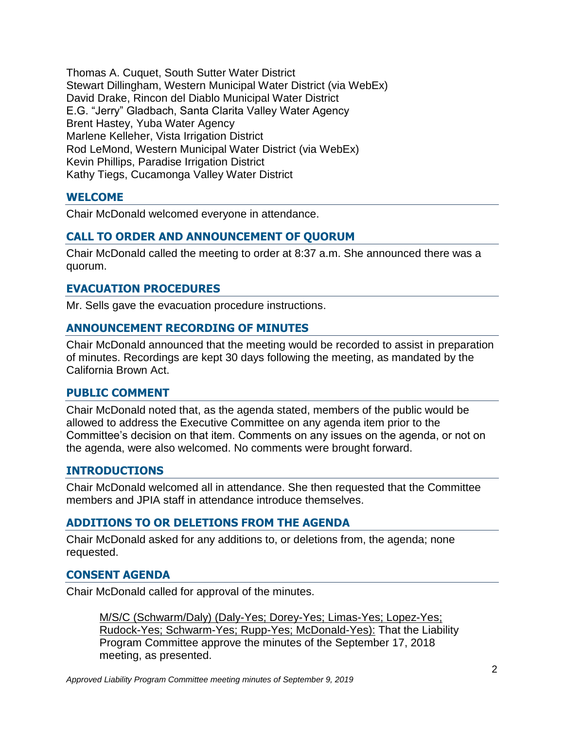Thomas A. Cuquet, South Sutter Water District
Stewart Dillingham, Western Municipal Water District (via WebEx)
David Drake, Rincon del Diablo Municipal Water District
E.G. "Jerry" Gladbach, Santa Clarita Valley Water Agency
Brent Hastey, Yuba Water Agency
Marlene Kelleher, Vista Irrigation District
Rod LeMond, Western Municipal Water District (via WebEx)
Kevin Phillips, Paradise Irrigation District
Kathy Tiegs, Cucamonga Valley Water District

## WELCOME

Chair McDonald welcomed everyone in attendance.

## CALL TO ORDER AND ANNOUNCEMENT OF QUORUM

Chair McDonald called the meeting to order at 8:37 a.m. She announced there was a quorum.

## EVACUATION PROCEDURES

Mr. Sells gave the evacuation procedure instructions.

## ANNOUNCEMENT RECORDING OF MINUTES

Chair McDonald announced that the meeting would be recorded to assist in preparation of minutes. Recordings are kept 30 days following the meeting, as mandated by the California Brown Act.

## PUBLIC COMMENT

Chair McDonald noted that, as the agenda stated, members of the public would be allowed to address the Executive Committee on any agenda item prior to the Committee's decision on that item. Comments on any issues on the agenda, or not on the agenda, were also welcomed. No comments were brought forward.

## INTRODUCTIONS

Chair McDonald welcomed all in attendance. She then requested that the Committee members and JPIA staff in attendance introduce themselves.

## ADDITIONS TO OR DELETIONS FROM THE AGENDA

Chair McDonald asked for any additions to, or deletions from, the agenda; none requested.

## CONSENT AGENDA

Chair McDonald called for approval of the minutes.

> M/S/C (Schwarm/Daly) (Daly-Yes; Dorey-Yes; Limas-Yes; Lopez-Yes; Rudock-Yes; Schwarm-Yes; Rupp-Yes; McDonald-Yes): That the Liability Program Committee approve the minutes of the September 17, 2018 meeting, as presented.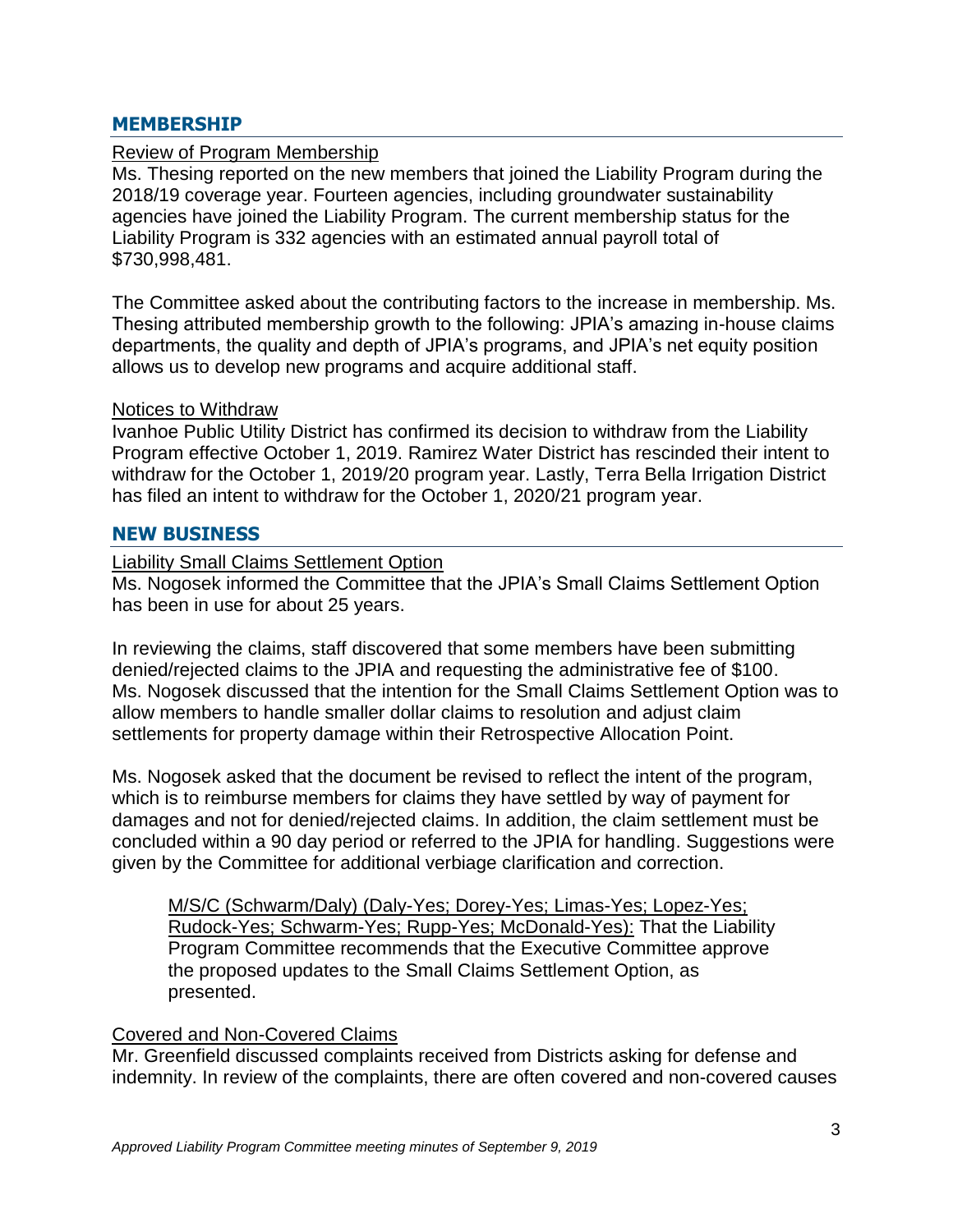## MEMBERSHIP

Review of Program Membership

Ms. Thesing reported on the new members that joined the Liability Program during the 2018/19 coverage year. Fourteen agencies, including groundwater sustainability agencies have joined the Liability Program. The current membership status for the Liability Program is 332 agencies with an estimated annual payroll total of $730,998,481.

The Committee asked about the contributing factors to the increase in membership. Ms. Thesing attributed membership growth to the following: JPIA's amazing in-house claims departments, the quality and depth of JPIA's programs, and JPIA's net equity position allows us to develop new programs and acquire additional staff.

Notices to Withdraw

Ivanhoe Public Utility District has confirmed its decision to withdraw from the Liability Program effective October 1, 2019. Ramirez Water District has rescinded their intent to withdraw for the October 1, 2019/20 program year. Lastly, Terra Bella Irrigation District has filed an intent to withdraw for the October 1, 2020/21 program year.

## NEW BUSINESS

Liability Small Claims Settlement Option

Ms. Nogosek informed the Committee that the JPIA's Small Claims Settlement Option has been in use for about 25 years.

In reviewing the claims, staff discovered that some members have been submitting denied/rejected claims to the JPIA and requesting the administrative fee of $100. Ms. Nogosek discussed that the intention for the Small Claims Settlement Option was to allow members to handle smaller dollar claims to resolution and adjust claim settlements for property damage within their Retrospective Allocation Point.

Ms. Nogosek asked that the document be revised to reflect the intent of the program, which is to reimburse members for claims they have settled by way of payment for damages and not for denied/rejected claims. In addition, the claim settlement must be concluded within a 90 day period or referred to the JPIA for handling. Suggestions were given by the Committee for additional verbiage clarification and correction.

> M/S/C (Schwarm/Daly) (Daly-Yes; Dorey-Yes; Limas-Yes; Lopez-Yes; Rudock-Yes; Schwarm-Yes; Rupp-Yes; McDonald-Yes): That the Liability Program Committee recommends that the Executive Committee approve the proposed updates to the Small Claims Settlement Option, as presented.

Covered and Non-Covered Claims

Mr. Greenfield discussed complaints received from Districts asking for defense and indemnity. In review of the complaints, there are often covered and non-covered causes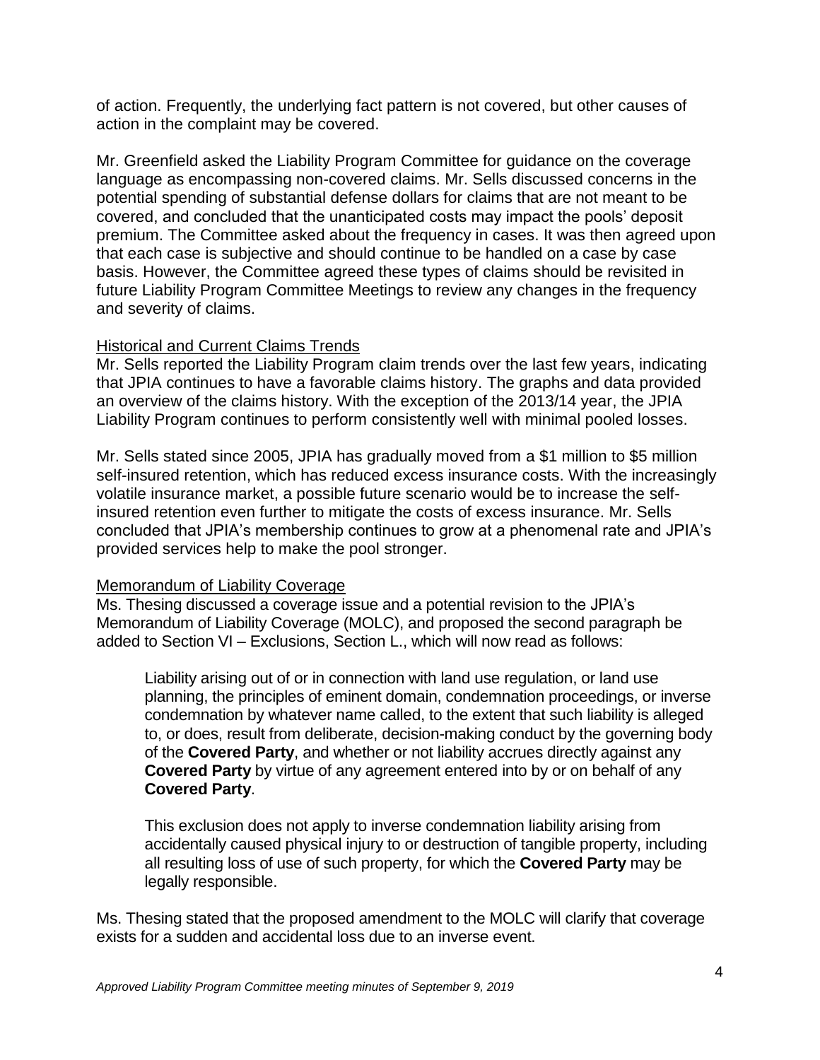of action. Frequently, the underlying fact pattern is not covered, but other causes of action in the complaint may be covered.

Mr. Greenfield asked the Liability Program Committee for guidance on the coverage language as encompassing non-covered claims. Mr. Sells discussed concerns in the potential spending of substantial defense dollars for claims that are not meant to be covered, and concluded that the unanticipated costs may impact the pools' deposit premium. The Committee asked about the frequency in cases. It was then agreed upon that each case is subjective and should continue to be handled on a case by case basis. However, the Committee agreed these types of claims should be revisited in future Liability Program Committee Meetings to review any changes in the frequency and severity of claims.

<u>Historical and Current Claims Trends</u>

Mr. Sells reported the Liability Program claim trends over the last few years, indicating that JPIA continues to have a favorable claims history. The graphs and data provided an overview of the claims history. With the exception of the 2013/14 year, the JPIA Liability Program continues to perform consistently well with minimal pooled losses.

Mr. Sells stated since 2005, JPIA has gradually moved from a $1 million to $5 million self-insured retention, which has reduced excess insurance costs. With the increasingly volatile insurance market, a possible future scenario would be to increase the self-insured retention even further to mitigate the costs of excess insurance. Mr. Sells concluded that JPIA's membership continues to grow at a phenomenal rate and JPIA's provided services help to make the pool stronger.

<u>Memorandum of Liability Coverage</u>

Ms. Thesing discussed a coverage issue and a potential revision to the JPIA's Memorandum of Liability Coverage (MOLC), and proposed the second paragraph be added to Section VI – Exclusions, Section L., which will now read as follows:

> Liability arising out of or in connection with land use regulation, or land use planning, the principles of eminent domain, condemnation proceedings, or inverse condemnation by whatever name called, to the extent that such liability is alleged to, or does, result from deliberate, decision-making conduct by the governing body of the **Covered Party**, and whether or not liability accrues directly against any **Covered Party** by virtue of any agreement entered into by or on behalf of any **Covered Party**.
>
> This exclusion does not apply to inverse condemnation liability arising from accidentally caused physical injury to or destruction of tangible property, including all resulting loss of use of such property, for which the **Covered Party** may be legally responsible.

Ms. Thesing stated that the proposed amendment to the MOLC will clarify that coverage exists for a sudden and accidental loss due to an inverse event.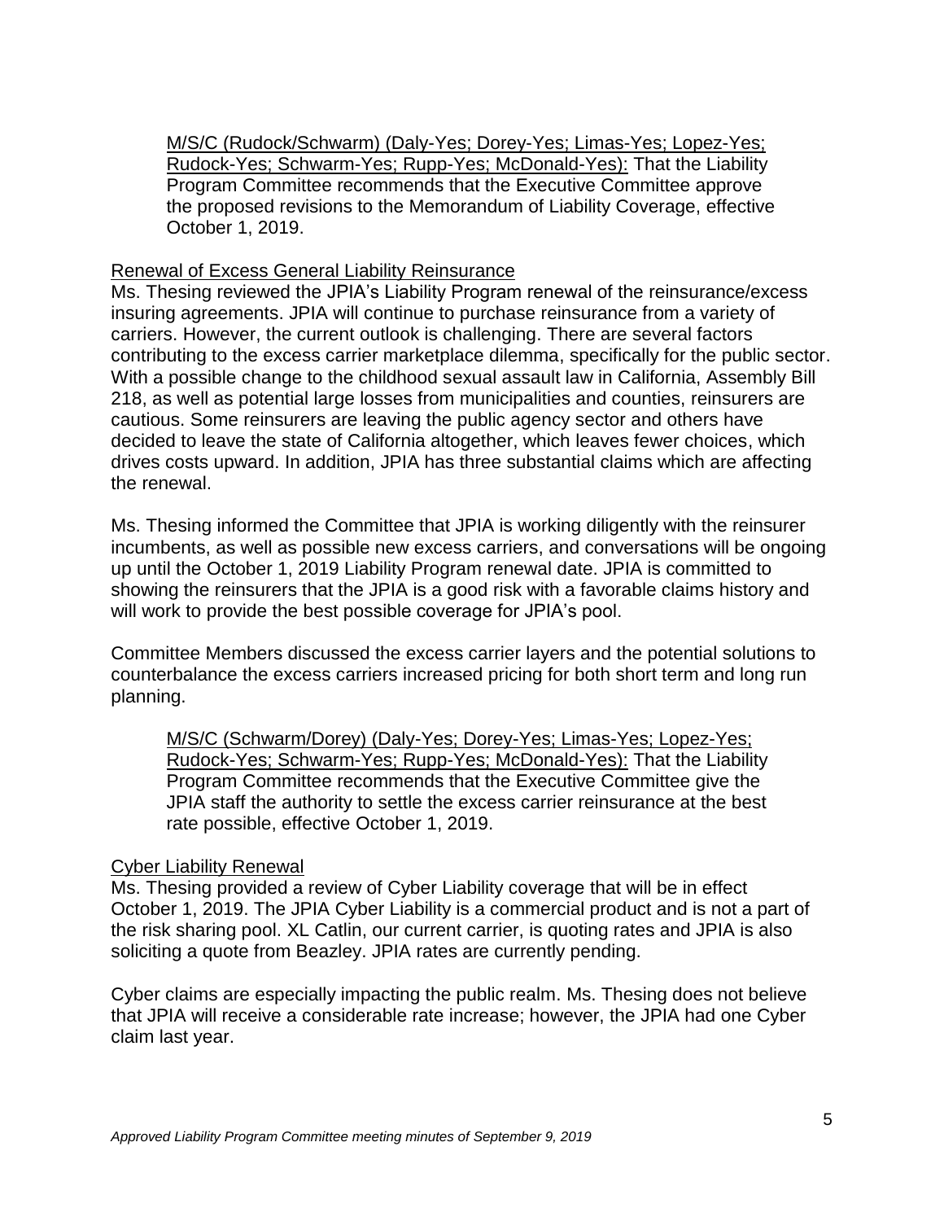M/S/C (Rudock/Schwarm) (Daly-Yes; Dorey-Yes; Limas-Yes; Lopez-Yes; Rudock-Yes; Schwarm-Yes; Rupp-Yes; McDonald-Yes): That the Liability Program Committee recommends that the Executive Committee approve the proposed revisions to the Memorandum of Liability Coverage, effective October 1, 2019.

Renewal of Excess General Liability Reinsurance

Ms. Thesing reviewed the JPIA's Liability Program renewal of the reinsurance/excess insuring agreements. JPIA will continue to purchase reinsurance from a variety of carriers. However, the current outlook is challenging. There are several factors contributing to the excess carrier marketplace dilemma, specifically for the public sector. With a possible change to the childhood sexual assault law in California, Assembly Bill 218, as well as potential large losses from municipalities and counties, reinsurers are cautious. Some reinsurers are leaving the public agency sector and others have decided to leave the state of California altogether, which leaves fewer choices, which drives costs upward. In addition, JPIA has three substantial claims which are affecting the renewal.

Ms. Thesing informed the Committee that JPIA is working diligently with the reinsurer incumbents, as well as possible new excess carriers, and conversations will be ongoing up until the October 1, 2019 Liability Program renewal date. JPIA is committed to showing the reinsurers that the JPIA is a good risk with a favorable claims history and will work to provide the best possible coverage for JPIA's pool.

Committee Members discussed the excess carrier layers and the potential solutions to counterbalance the excess carriers increased pricing for both short term and long run planning.

M/S/C (Schwarm/Dorey) (Daly-Yes; Dorey-Yes; Limas-Yes; Lopez-Yes; Rudock-Yes; Schwarm-Yes; Rupp-Yes; McDonald-Yes): That the Liability Program Committee recommends that the Executive Committee give the JPIA staff the authority to settle the excess carrier reinsurance at the best rate possible, effective October 1, 2019.

Cyber Liability Renewal

Ms. Thesing provided a review of Cyber Liability coverage that will be in effect October 1, 2019. The JPIA Cyber Liability is a commercial product and is not a part of the risk sharing pool. XL Catlin, our current carrier, is quoting rates and JPIA is also soliciting a quote from Beazley. JPIA rates are currently pending.

Cyber claims are especially impacting the public realm. Ms. Thesing does not believe that JPIA will receive a considerable rate increase; however, the JPIA had one Cyber claim last year.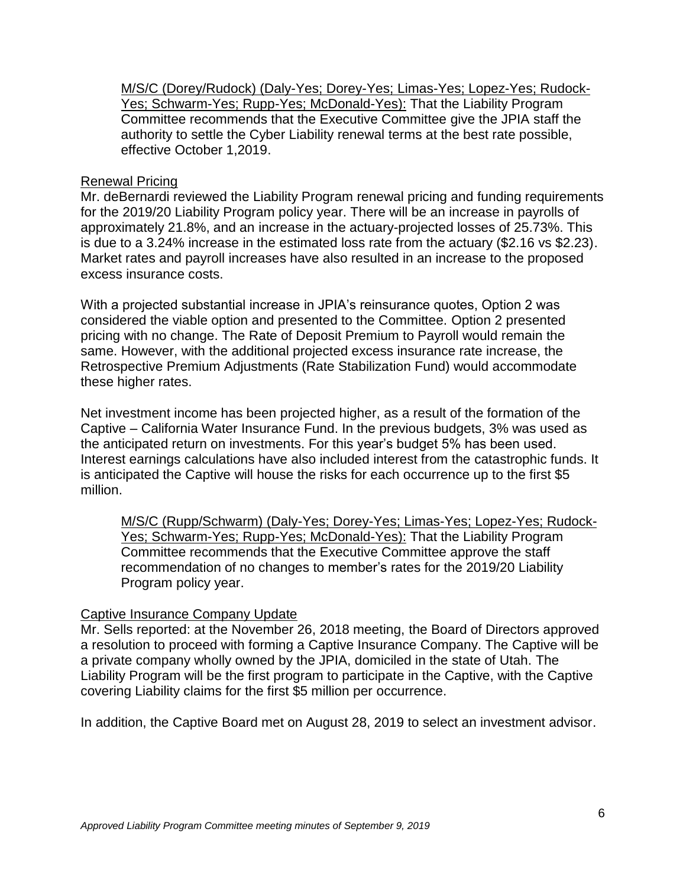M/S/C (Dorey/Rudock) (Daly-Yes; Dorey-Yes; Limas-Yes; Lopez-Yes; Rudock-Yes; Schwarm-Yes; Rupp-Yes; McDonald-Yes): That the Liability Program Committee recommends that the Executive Committee give the JPIA staff the authority to settle the Cyber Liability renewal terms at the best rate possible, effective October 1,2019.

Renewal Pricing

Mr. deBernardi reviewed the Liability Program renewal pricing and funding requirements for the 2019/20 Liability Program policy year. There will be an increase in payrolls of approximately 21.8%, and an increase in the actuary-projected losses of 25.73%. This is due to a 3.24% increase in the estimated loss rate from the actuary ($2.16 vs $2.23). Market rates and payroll increases have also resulted in an increase to the proposed excess insurance costs.

With a projected substantial increase in JPIA's reinsurance quotes, Option 2 was considered the viable option and presented to the Committee. Option 2 presented pricing with no change. The Rate of Deposit Premium to Payroll would remain the same. However, with the additional projected excess insurance rate increase, the Retrospective Premium Adjustments (Rate Stabilization Fund) would accommodate these higher rates.

Net investment income has been projected higher, as a result of the formation of the Captive – California Water Insurance Fund. In the previous budgets, 3% was used as the anticipated return on investments. For this year's budget 5% has been used. Interest earnings calculations have also included interest from the catastrophic funds. It is anticipated the Captive will house the risks for each occurrence up to the first $5 million.

M/S/C (Rupp/Schwarm) (Daly-Yes; Dorey-Yes; Limas-Yes; Lopez-Yes; Rudock-Yes; Schwarm-Yes; Rupp-Yes; McDonald-Yes): That the Liability Program Committee recommends that the Executive Committee approve the staff recommendation of no changes to member's rates for the 2019/20 Liability Program policy year.

Captive Insurance Company Update

Mr. Sells reported: at the November 26, 2018 meeting, the Board of Directors approved a resolution to proceed with forming a Captive Insurance Company. The Captive will be a private company wholly owned by the JPIA, domiciled in the state of Utah. The Liability Program will be the first program to participate in the Captive, with the Captive covering Liability claims for the first $5 million per occurrence.

In addition, the Captive Board met on August 28, 2019 to select an investment advisor.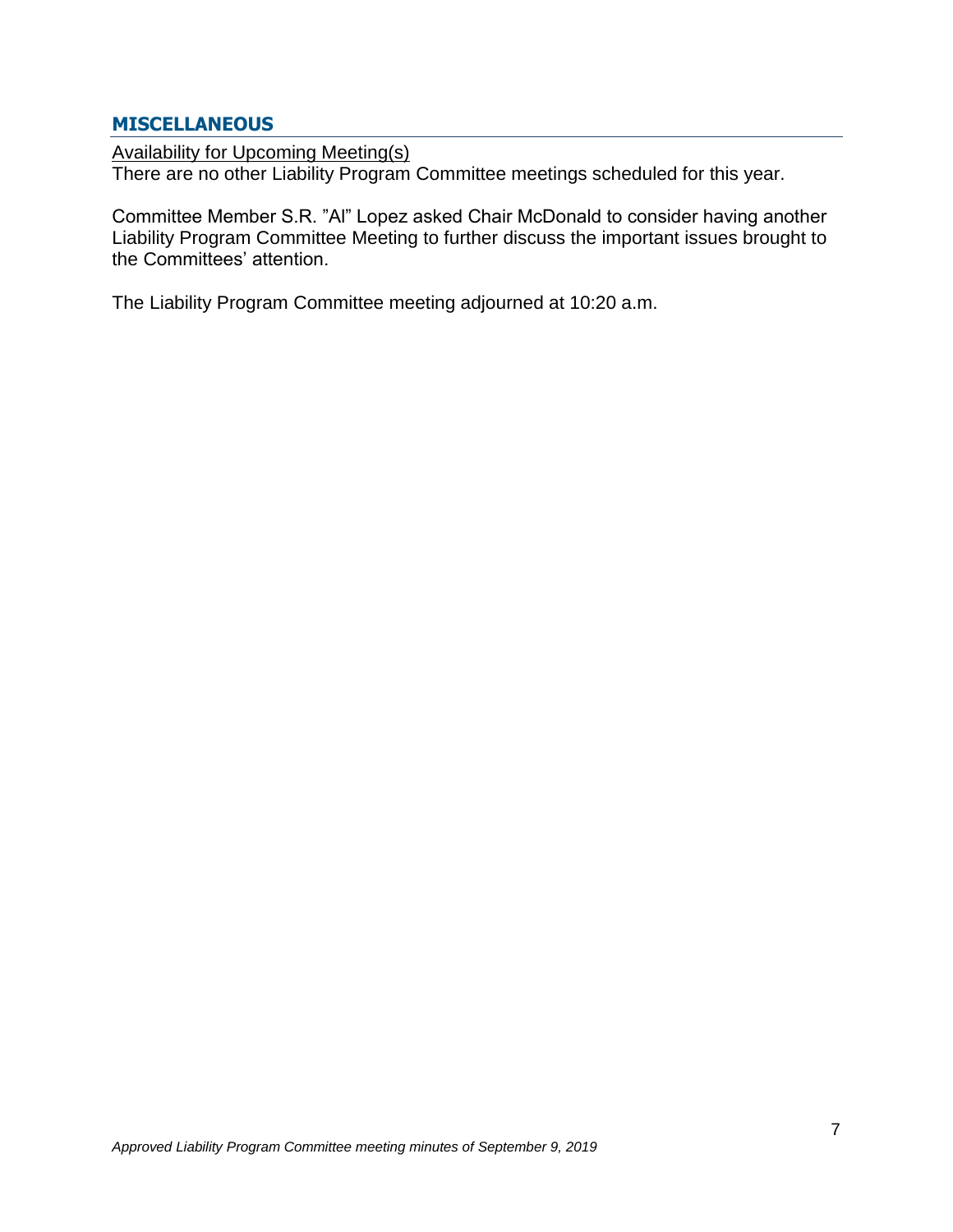## MISCELLANEOUS

Availability for Upcoming Meeting(s)
There are no other Liability Program Committee meetings scheduled for this year.

Committee Member S.R. "Al" Lopez asked Chair McDonald to consider having another Liability Program Committee Meeting to further discuss the important issues brought to the Committees' attention.

The Liability Program Committee meeting adjourned at 10:20 a.m.